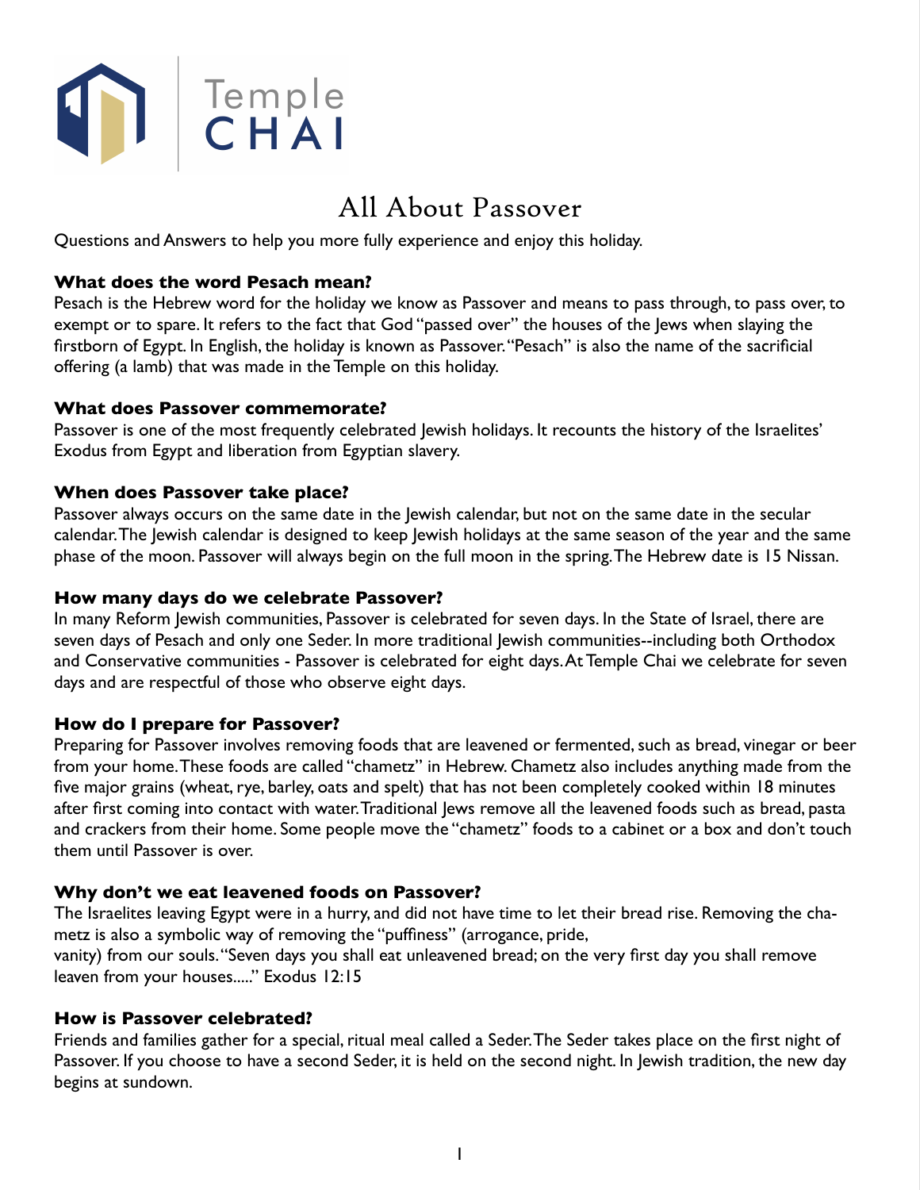Temple CHAI

# All About Passover

Questions and Answers to help you more fully experience and enjoy this holiday.

### What does the word Pesach mean?

Pesach is the Hebrew word for the holiday we know as Passover and means to pass through, to pass over, to exempt or to spare. It refers to the fact that God "passed over" the houses of the Jews when slaying the firstborn of Egypt. In English, the holiday is known as Passover. "Pesach" is also the name of the sacrificial offering (a lamb) that was made in the Temple on this holiday.

### What does Passover commemorate?

Passover is one of the most frequently celebrated Jewish holidays. It recounts the history of the Israelites' Exodus from Egypt and liberation from Egyptian slavery.

### When does Passover take place?

Passover always occurs on the same date in the Jewish calendar, but not on the same date in the secular calendar. The Jewish calendar is designed to keep Jewish holidays at the same season of the year and the same phase of the moon. Passover will always begin on the full moon in the spring. The Hebrew date is 15 Nissan.

### How many days do we celebrate Passover?

In many Reform Jewish communities, Passover is celebrated for seven days. In the State of Israel, there are seven days of Pesach and only one Seder. In more traditional Jewish communities--including both Orthodox and Conservative communities - Passover is celebrated for eight days. At Temple Chai we celebrate for seven days and are respectful of those who observe eight days.

### How do I prepare for Passover?

Preparing for Passover involves removing foods that are leavened or fermented, such as bread, vinegar or beer from your home. These foods are called "chametz" in Hebrew. Chametz also includes anything made from the five major grains (wheat, rye, barley, oats and spelt) that has not been completely cooked within 18 minutes after first coming into contact with water. Traditional Jews remove all the leavened foods such as bread, pasta and crackers from their home. Some people move the "chametz" foods to a cabinet or a box and don't touch them until Passover is over.

### Why don't we eat leavened foods on Passover?

The Israelites leaving Egypt were in a hurry, and did not have time to let their bread rise. Removing the chametz is also a symbolic way of removing the "puffiness" (arrogance, pride, vanity) from our souls. "Seven days you shall eat unleavened bread; on the very first day you shall remove leaven from your houses....." Exodus 12:15

### How is Passover celebrated?

Friends and families gather for a special, ritual meal called a Seder. The Seder takes place on the first night of Passover. If you choose to have a second Seder, it is held on the second night. In Jewish tradition, the new day begins at sundown.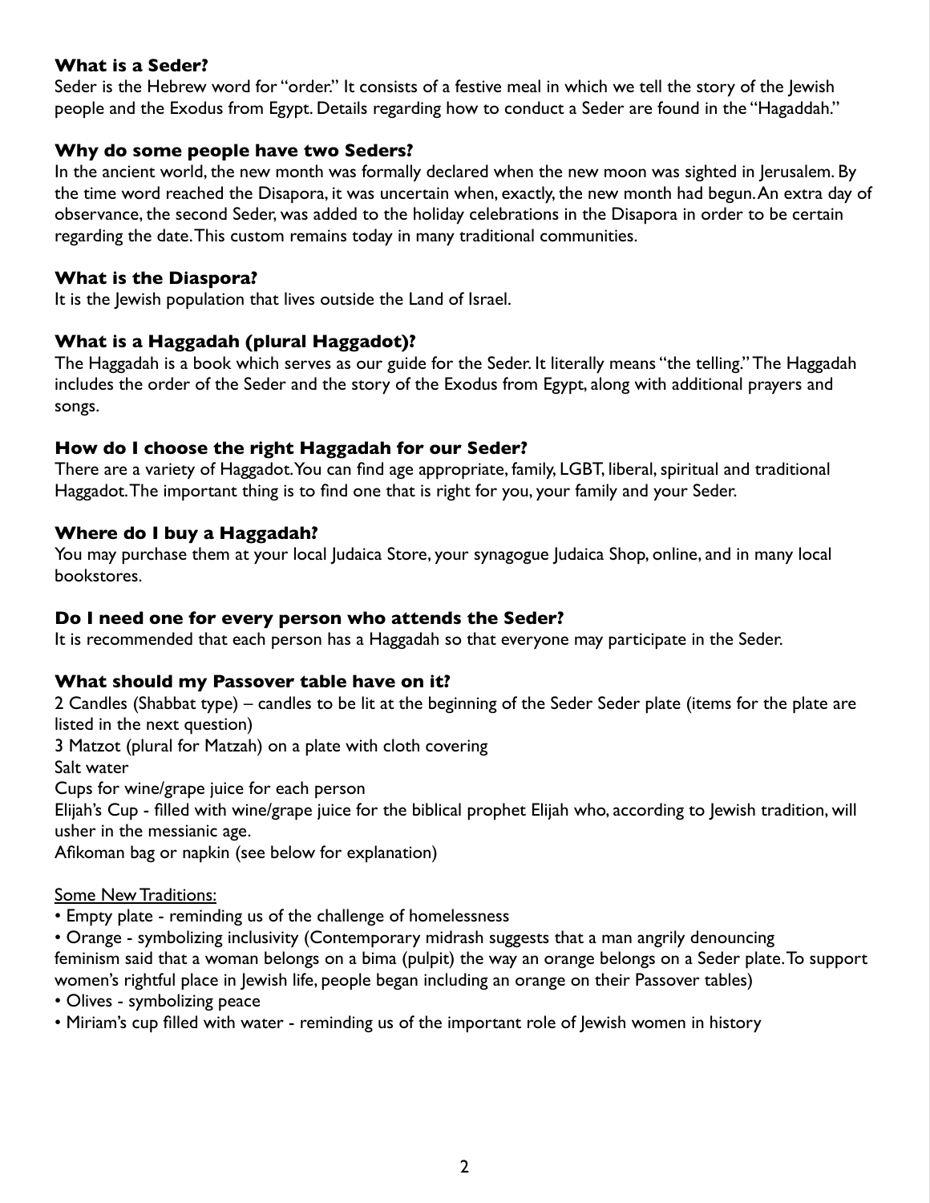### What is a Seder?

Seder is the Hebrew word for "order." It consists of a festive meal in which we tell the story of the Jewish people and the Exodus from Egypt. Details regarding how to conduct a Seder are found in the "Hagaddah."

### Why do some people have two Seders?

In the ancient world, the new month was formally declared when the new moon was sighted in Jerusalem. By the time word reached the Disapora, it was uncertain when, exactly, the new month had begun. An extra day of observance, the second Seder, was added to the holiday celebrations in the Disapora in order to be certain regarding the date. This custom remains today in many traditional communities.

### What is the Diaspora?

It is the Jewish population that lives outside the Land of Israel.

### What is a Haggadah (plural Haggadot)?

The Haggadah is a book which serves as our guide for the Seder. It literally means "the telling." The Haggadah includes the order of the Seder and the story of the Exodus from Egypt, along with additional prayers and songs.

### How do I choose the right Haggadah for our Seder?

There are a variety of Haggadot. You can find age appropriate, family, LGBT, liberal, spiritual and traditional Haggadot. The important thing is to find one that is right for you, your family and your Seder.

### Where do I buy a Haggadah?

You may purchase them at your local Judaica Store, your synagogue Judaica Shop, online, and in many local bookstores.

### Do I need one for every person who attends the Seder?

It is recommended that each person has a Haggadah so that everyone may participate in the Seder.

### What should my Passover table have on it?

2 Candles (Shabbat type) – candles to be lit at the beginning of the Seder Seder plate (items for the plate are listed in the next question)
3 Matzot (plural for Matzah) on a plate with cloth covering
Salt water
Cups for wine/grape juice for each person
Elijah's Cup - filled with wine/grape juice for the biblical prophet Elijah who, according to Jewish tradition, will usher in the messianic age.
Afikoman bag or napkin (see below for explanation)

<u>Some New Traditions:</u>

- Empty plate - reminding us of the challenge of homelessness
- Orange - symbolizing inclusivity (Contemporary midrash suggests that a man angrily denouncing feminism said that a woman belongs on a bima (pulpit) the way an orange belongs on a Seder plate. To support women's rightful place in Jewish life, people began including an orange on their Passover tables)
- Olives - symbolizing peace
- Miriam's cup filled with water - reminding us of the important role of Jewish women in history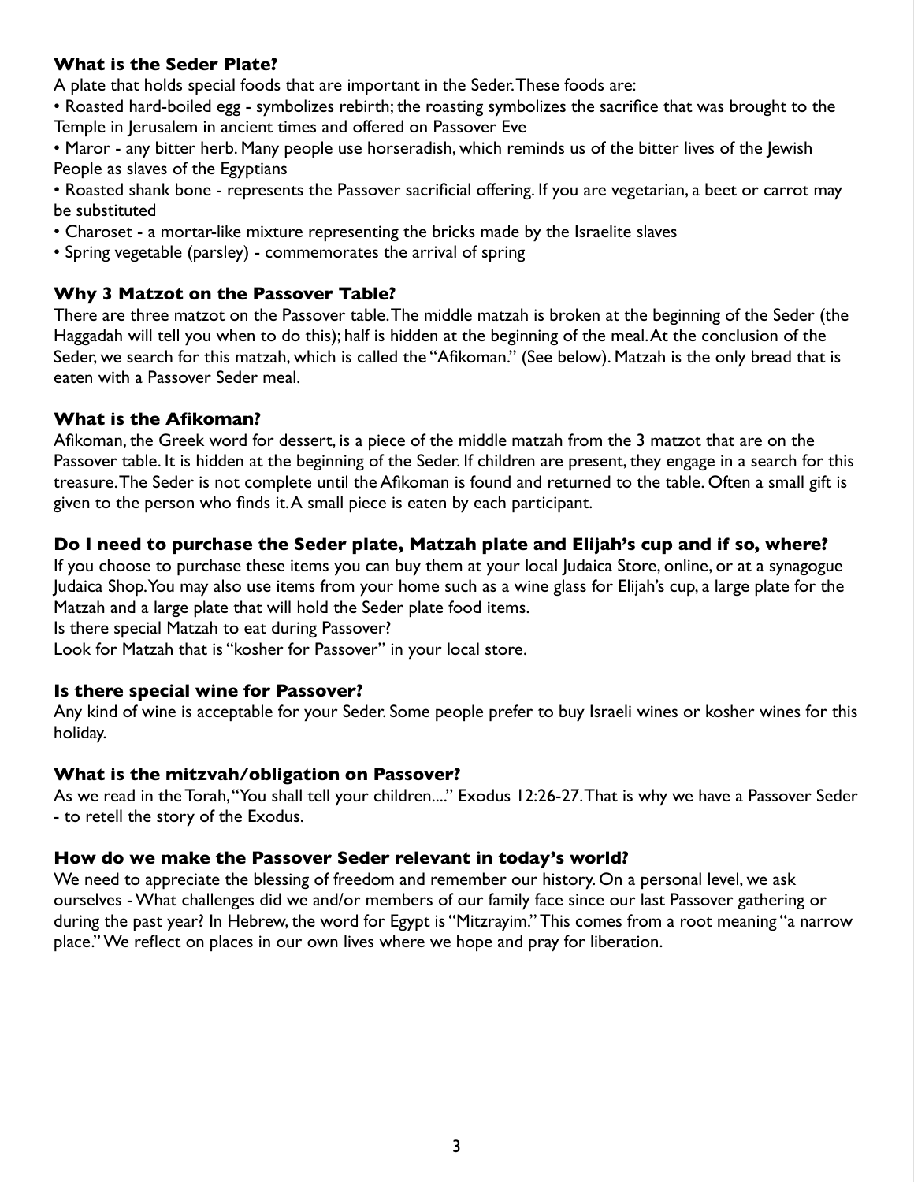### What is the Seder Plate?

A plate that holds special foods that are important in the Seder. These foods are:

- Roasted hard-boiled egg - symbolizes rebirth; the roasting symbolizes the sacrifice that was brought to the Temple in Jerusalem in ancient times and offered on Passover Eve
- Maror - any bitter herb. Many people use horseradish, which reminds us of the bitter lives of the Jewish People as slaves of the Egyptians
- Roasted shank bone - represents the Passover sacrificial offering. If you are vegetarian, a beet or carrot may be substituted
- Charoset - a mortar-like mixture representing the bricks made by the Israelite slaves
- Spring vegetable (parsley) - commemorates the arrival of spring

### Why 3 Matzot on the Passover Table?

There are three matzot on the Passover table. The middle matzah is broken at the beginning of the Seder (the Haggadah will tell you when to do this); half is hidden at the beginning of the meal. At the conclusion of the Seder, we search for this matzah, which is called the "Afikoman." (See below). Matzah is the only bread that is eaten with a Passover Seder meal.

### What is the Afikoman?

Afikoman, the Greek word for dessert, is a piece of the middle matzah from the 3 matzot that are on the Passover table. It is hidden at the beginning of the Seder. If children are present, they engage in a search for this treasure. The Seder is not complete until the Afikoman is found and returned to the table. Often a small gift is given to the person who finds it. A small piece is eaten by each participant.

### Do I need to purchase the Seder plate, Matzah plate and Elijah's cup and if so, where?

If you choose to purchase these items you can buy them at your local Judaica Store, online, or at a synagogue Judaica Shop. You may also use items from your home such as a wine glass for Elijah's cup, a large plate for the Matzah and a large plate that will hold the Seder plate food items.

Is there special Matzah to eat during Passover?

Look for Matzah that is "kosher for Passover" in your local store.

### Is there special wine for Passover?

Any kind of wine is acceptable for your Seder. Some people prefer to buy Israeli wines or kosher wines for this holiday.

### What is the mitzvah/obligation on Passover?

As we read in the Torah, "You shall tell your children...." Exodus 12:26-27. That is why we have a Passover Seder - to retell the story of the Exodus.

### How do we make the Passover Seder relevant in today's world?

We need to appreciate the blessing of freedom and remember our history. On a personal level, we ask ourselves - What challenges did we and/or members of our family face since our last Passover gathering or during the past year? In Hebrew, the word for Egypt is "Mitzrayim." This comes from a root meaning "a narrow place." We reflect on places in our own lives where we hope and pray for liberation.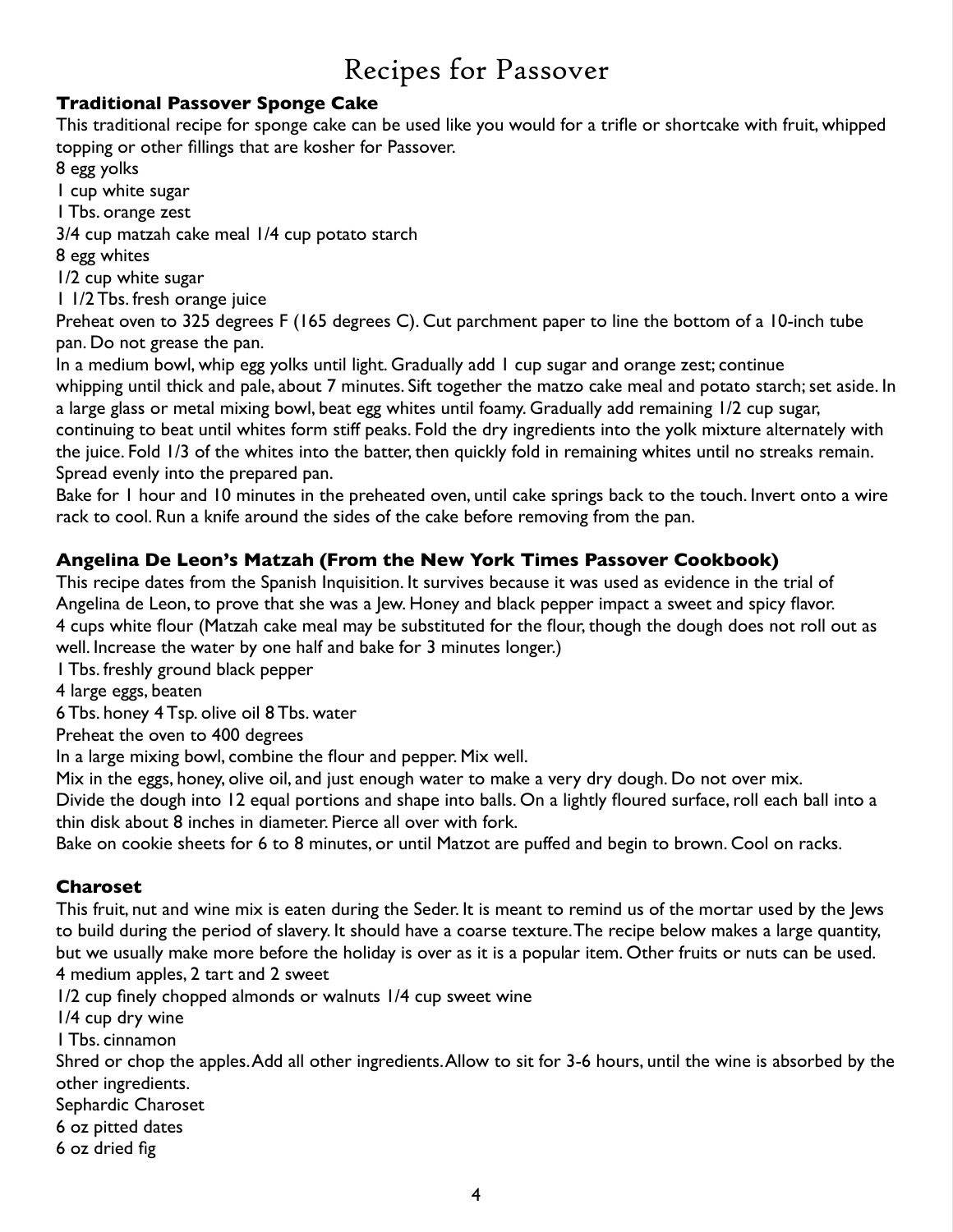// Recipes for Passover

# Recipes for Passover

**Traditional Passover Sponge Cake**

This traditional recipe for sponge cake can be used like you would for a trifle or shortcake with fruit, whipped topping or other fillings that are kosher for Passover.

8 egg yolks
1 cup white sugar
1 Tbs. orange zest
3/4 cup matzah cake meal 1/4 cup potato starch
8 egg whites
1/2 cup white sugar
1 1/2 Tbs. fresh orange juice

Preheat oven to 325 degrees F (165 degrees C). Cut parchment paper to line the bottom of a 10-inch tube pan. Do not grease the pan.

In a medium bowl, whip egg yolks until light. Gradually add 1 cup sugar and orange zest; continue whipping until thick and pale, about 7 minutes. Sift together the matzo cake meal and potato starch; set aside. In a large glass or metal mixing bowl, beat egg whites until foamy. Gradually add remaining 1/2 cup sugar, continuing to beat until whites form stiff peaks. Fold the dry ingredients into the yolk mixture alternately with the juice. Fold 1/3 of the whites into the batter, then quickly fold in remaining whites until no streaks remain. Spread evenly into the prepared pan.

Bake for 1 hour and 10 minutes in the preheated oven, until cake springs back to the touch. Invert onto a wire rack to cool. Run a knife around the sides of the cake before removing from the pan.

**Angelina De Leon's Matzah (From the New York Times Passover Cookbook)**

This recipe dates from the Spanish Inquisition. It survives because it was used as evidence in the trial of Angelina de Leon, to prove that she was a Jew. Honey and black pepper impact a sweet and spicy flavor.

4 cups white flour (Matzah cake meal may be substituted for the flour, though the dough does not roll out as well. Increase the water by one half and bake for 3 minutes longer.)
1 Tbs. freshly ground black pepper
4 large eggs, beaten
6 Tbs. honey 4 Tsp. olive oil 8 Tbs. water

Preheat the oven to 400 degrees

In a large mixing bowl, combine the flour and pepper. Mix well.

Mix in the eggs, honey, olive oil, and just enough water to make a very dry dough. Do not over mix.

Divide the dough into 12 equal portions and shape into balls. On a lightly floured surface, roll each ball into a thin disk about 8 inches in diameter. Pierce all over with fork.

Bake on cookie sheets for 6 to 8 minutes, or until Matzot are puffed and begin to brown. Cool on racks.

**Charoset**

This fruit, nut and wine mix is eaten during the Seder. It is meant to remind us of the mortar used by the Jews to build during the period of slavery. It should have a coarse texture. The recipe below makes a large quantity, but we usually make more before the holiday is over as it is a popular item. Other fruits or nuts can be used.

4 medium apples, 2 tart and 2 sweet
1/2 cup finely chopped almonds or walnuts 1/4 cup sweet wine
1/4 cup dry wine
1 Tbs. cinnamon

Shred or chop the apples. Add all other ingredients. Allow to sit for 3-6 hours, until the wine is absorbed by the other ingredients.

Sephardic Charoset
6 oz pitted dates
6 oz dried fig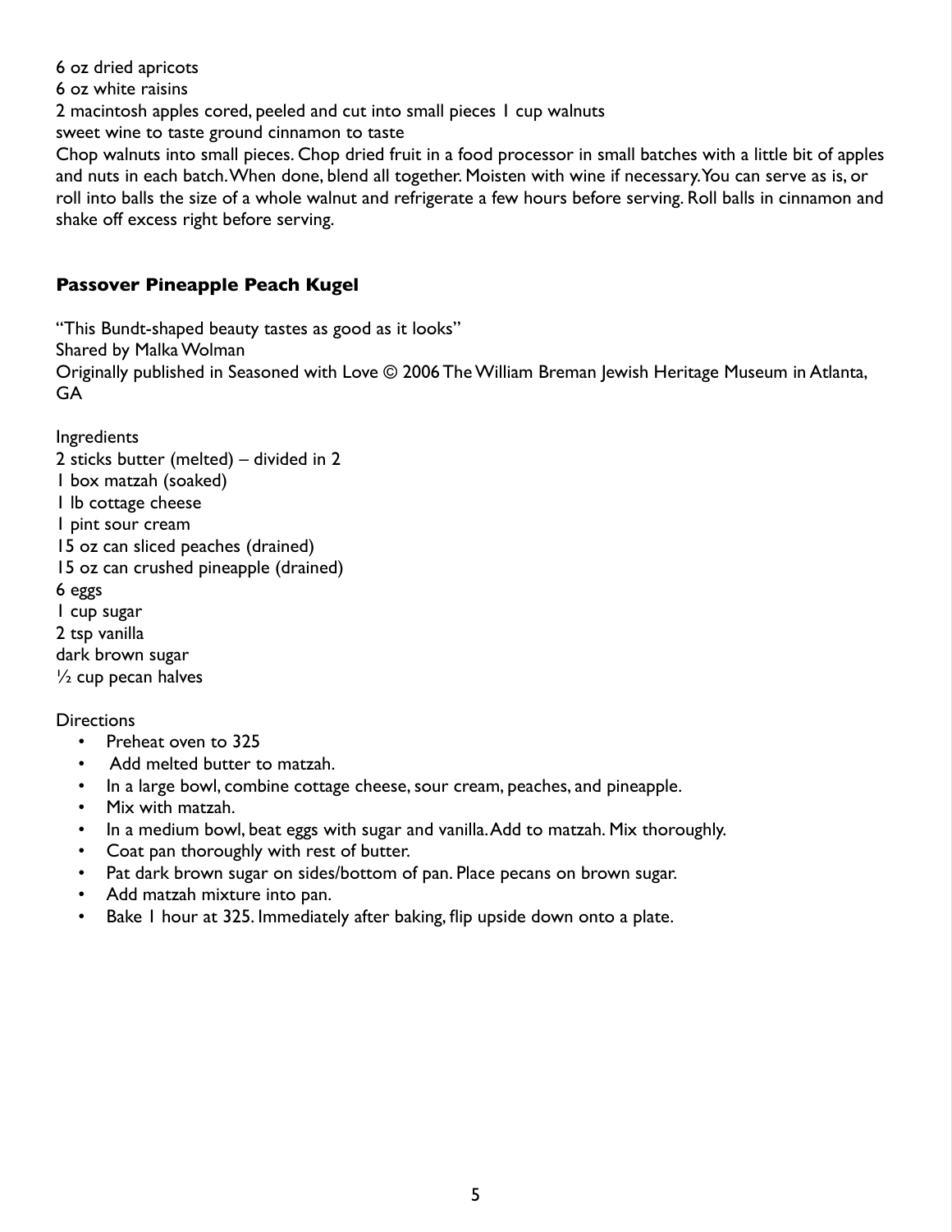6 oz dried apricots
6 oz white raisins
2 macintosh apples cored, peeled and cut into small pieces 1 cup walnuts
sweet wine to taste ground cinnamon to taste
Chop walnuts into small pieces. Chop dried fruit in a food processor in small batches with a little bit of apples and nuts in each batch. When done, blend all together. Moisten with wine if necessary. You can serve as is, or roll into balls the size of a whole walnut and refrigerate a few hours before serving. Roll balls in cinnamon and shake off excess right before serving.

### Passover Pineapple Peach Kugel

"This Bundt-shaped beauty tastes as good as it looks"
Shared by Malka Wolman
Originally published in Seasoned with Love © 2006 The William Breman Jewish Heritage Museum in Atlanta, GA

Ingredients
2 sticks butter (melted) – divided in 2
1 box matzah (soaked)
1 lb cottage cheese
1 pint sour cream
15 oz can sliced peaches (drained)
15 oz can crushed pineapple (drained)
6 eggs
1 cup sugar
2 tsp vanilla
dark brown sugar
½ cup pecan halves

Directions

- Preheat oven to 325
- Add melted butter to matzah.
- In a large bowl, combine cottage cheese, sour cream, peaches, and pineapple.
- Mix with matzah.
- In a medium bowl, beat eggs with sugar and vanilla. Add to matzah. Mix thoroughly.
- Coat pan thoroughly with rest of butter.
- Pat dark brown sugar on sides/bottom of pan. Place pecans on brown sugar.
- Add matzah mixture into pan.
- Bake 1 hour at 325. Immediately after baking, flip upside down onto a plate.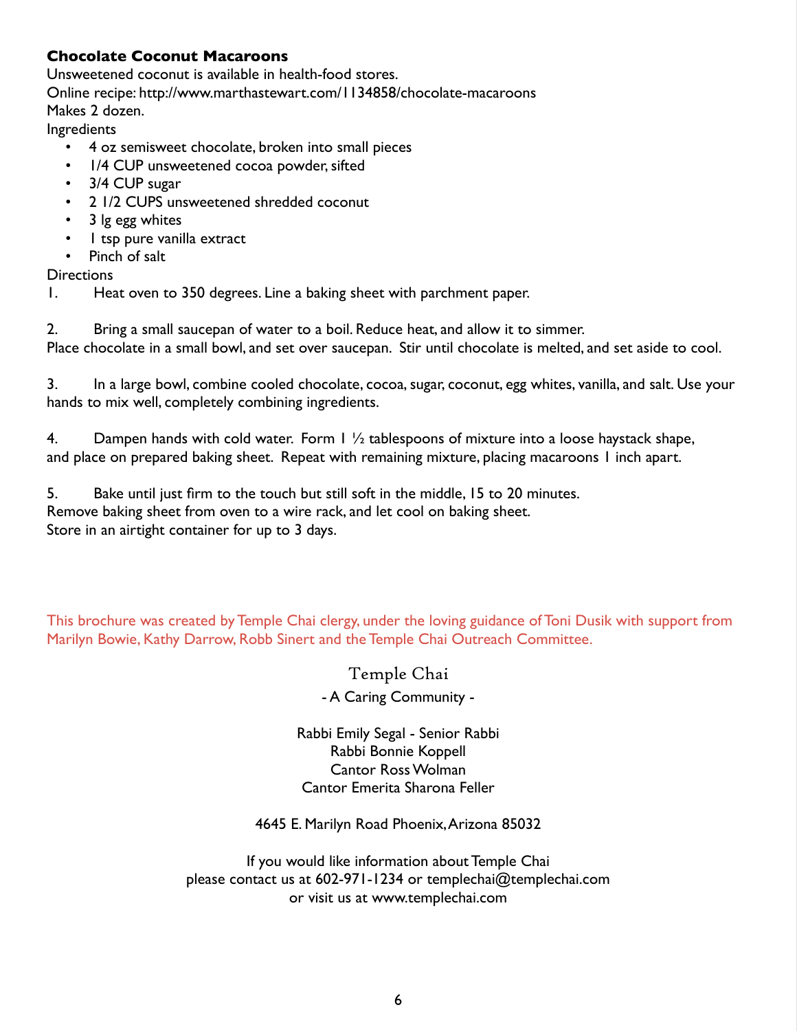**Chocolate Coconut Macaroons**

Unsweetened coconut is available in health-food stores.

Online recipe: http://www.marthastewart.com/1134858/chocolate-macaroons

Makes 2 dozen.

Ingredients

- 4 oz semisweet chocolate, broken into small pieces
- 1/4 CUP unsweetened cocoa powder, sifted
- 3/4 CUP sugar
- 2 1/2 CUPS unsweetened shredded coconut
- 3 lg egg whites
- 1 tsp pure vanilla extract
- Pinch of salt

Directions

1. Heat oven to 350 degrees. Line a baking sheet with parchment paper.

2. Bring a small saucepan of water to a boil. Reduce heat, and allow it to simmer.
Place chocolate in a small bowl, and set over saucepan. Stir until chocolate is melted, and set aside to cool.

3. In a large bowl, combine cooled chocolate, cocoa, sugar, coconut, egg whites, vanilla, and salt. Use your hands to mix well, completely combining ingredients.

4. Dampen hands with cold water. Form 1 ½ tablespoons of mixture into a loose haystack shape, and place on prepared baking sheet. Repeat with remaining mixture, placing macaroons 1 inch apart.

5. Bake until just firm to the touch but still soft in the middle, 15 to 20 minutes.
Remove baking sheet from oven to a wire rack, and let cool on baking sheet.
Store in an airtight container for up to 3 days.

This brochure was created by Temple Chai clergy, under the loving guidance of Toni Dusik with support from Marilyn Bowie, Kathy Darrow, Robb Sinert and the Temple Chai Outreach Committee.

Temple Chai

- A Caring Community -

Rabbi Emily Segal - Senior Rabbi
Rabbi Bonnie Koppell
Cantor Ross Wolman
Cantor Emerita Sharona Feller

4645 E. Marilyn Road Phoenix, Arizona 85032

If you would like information about Temple Chai
please contact us at 602-971-1234 or templechai@templechai.com
or visit us at www.templechai.com